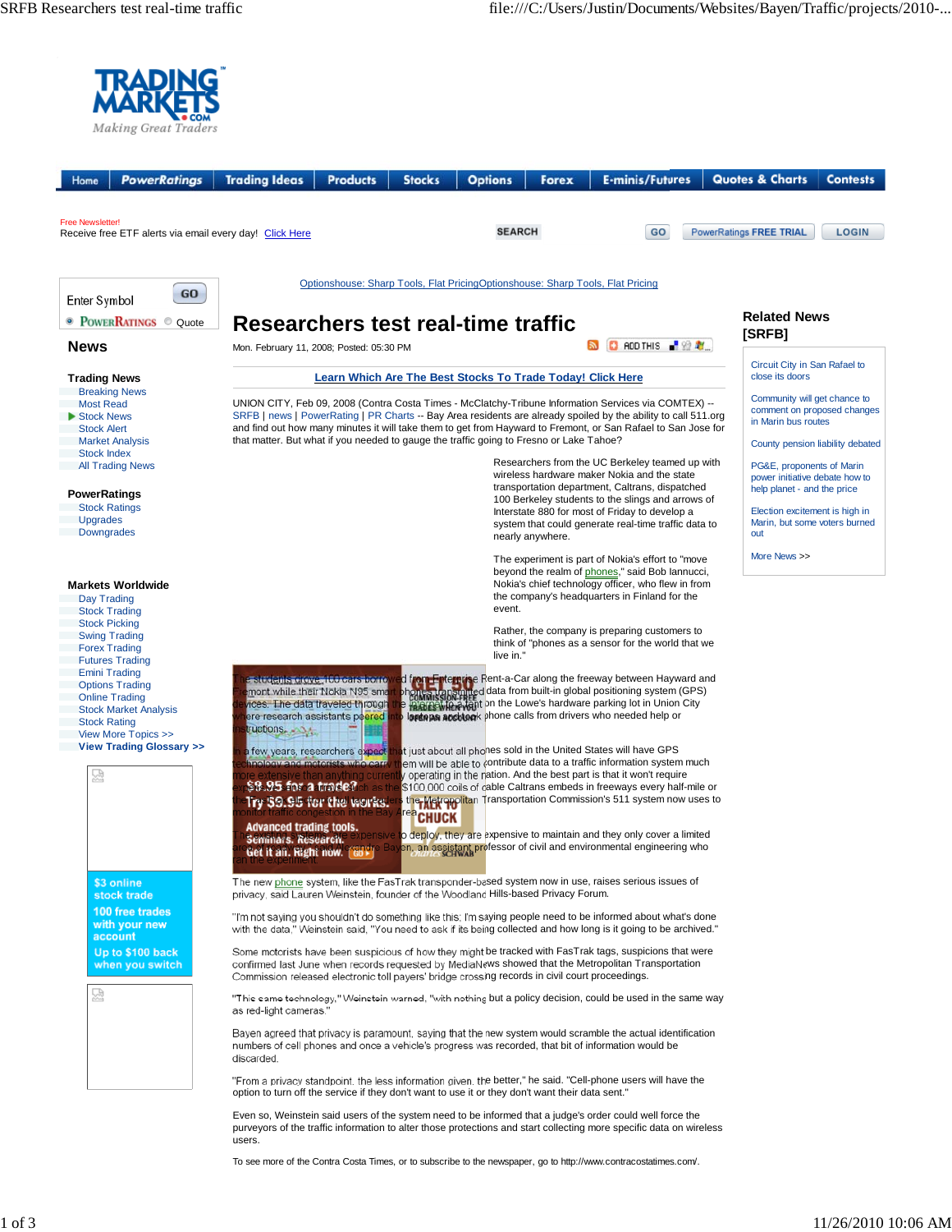# Researchers test real-time traffic

Mon. February 11, 2008; Posted: 05:30 PM

UNION CITY, Feb 09, 2008 (Contra Costa Times - McClatchy-Tribune Information Services via COMTEX) -- SRFB | news | PowerRating | PR Charts -- Bay Area residents are already spoiled by the ability to call 511.org and find out how many minutes it will take them to get from Hayward to Fremont, or San Rafael to San Jose for that matter. But what if you needed to gauge the traffic going to Fresno or Lake Tahoe?

Researchers from the UC Berkeley teamed up with wireless hardware maker Nokia and the state transportation department, Caltrans, dispatched 100 Berkeley students to the slings and arrows of Interstate 880 for most of Friday to develop a system that could generate real-time traffic data to nearly anywhere.

The experiment is part of Nokia's effort to "move beyond the realm of phones," said Bob Iannucci, Nokia's chief technology officer, who flew in from the company's headquarters in Finland for the event.

Rather, the company is preparing customers to think of "phones as a sensor for the world that we live in."

The students drove 100 cars borrowed from Enterprise Rent-a-Car along the freeway between Hayward and Fremont while their Nokia N95 smart phones transmitted data from built-in global positioning system (GPS) devices. The data traveled through the internet to a tent on the Lowe's hardware parking lot in Union City where research assistants peered into laptops and took phone calls from drivers who needed help or instructions.

In a few years, researchers expect that just about all phones sold in the United States will have GPS technology and motorists who carry them will be able to contribute data to a traffic information system much more extensive than anything currently operating in the nation. And the best part is that it won't require expensive hardware such as the $100,000 coils of cable Caltrans embeds in freeways every half-mile or the FasTrak toll tag readers the Metropolitan Transportation Commission's 511 system now uses to monitor traffic congestion in the Bay Area.

The existing systems are expensive to deploy, they are expensive to maintain and they only cover a limited area, said Alexandre Bayen, an assistant professor of civil and environmental engineering who ran the experiment.

The new phone system, like the FasTrak transponder-based system now in use, raises serious issues of privacy, said Lauren Weinstein, founder of the Woodland Hills-based Privacy Forum.

"I'm not saying you shouldn't do something like this; I'm saying people need to be informed about what's done with the data," Weinstein said, "You need to ask if its being collected and how long is it going to be archived."

Some motorists have been suspicious of how they might be tracked with FasTrak tags, suspicions that were confirmed last June when records requested by MediaNews showed that the Metropolitan Transportation Commission released electronic toll payers' bridge crossing records in civil court proceedings.

"This same technology," Weinstein warned, "with nothing but a policy decision, could be used in the same way as red-light cameras."

Bayen agreed that privacy is paramount, saying that the new system would scramble the actual identification numbers of cell phones and once a vehicle's progress was recorded, that bit of information would be discarded.

"From a privacy standpoint, the less information given, the better," he said. "Cell-phone users will have the option to turn off the service if they don't want to use it or they don't want their data sent."

Even so, Weinstein said users of the system need to be informed that a judge's order could well force the purveyors of the traffic information to alter those protections and start collecting more specific data on wireless users.

To see more of the Contra Costa Times, or to subscribe to the newspaper, go to http://www.contracostatimes.com/.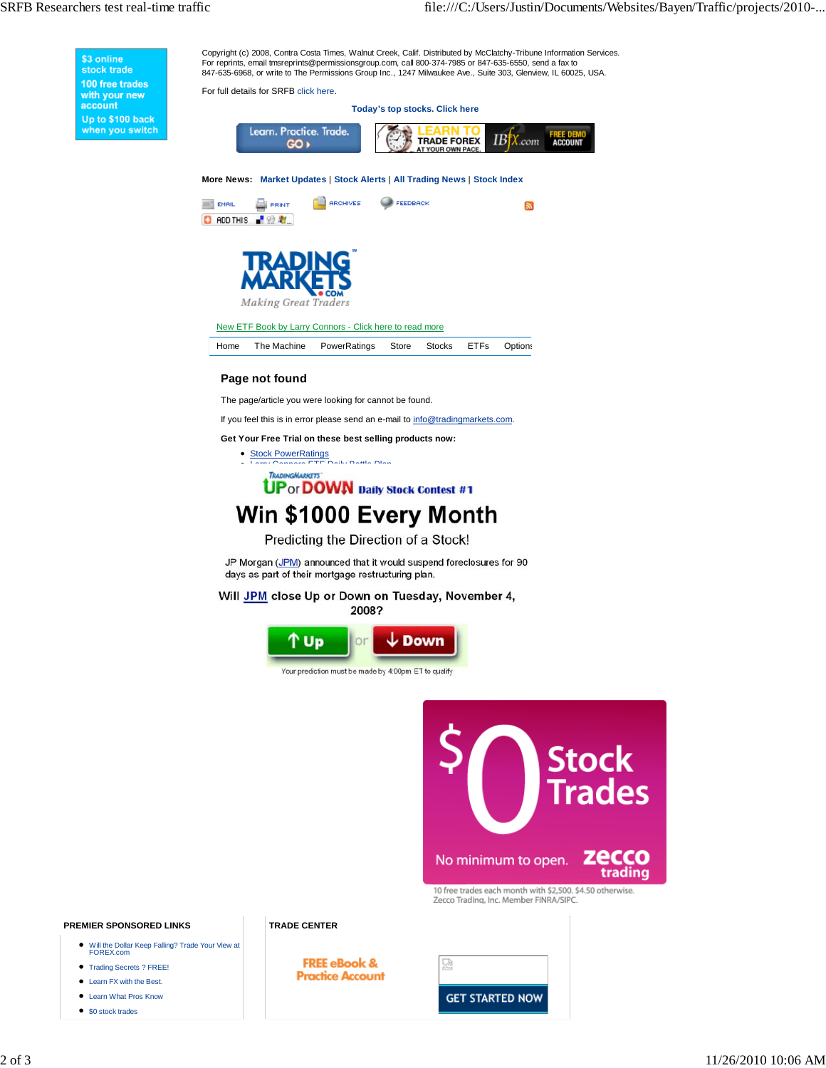$3 online stock trade
100 free trades with your new account
Up to $100 back when you switch

Copyright (c) 2008, Contra Costa Times, Walnut Creek, Calif. Distributed by McClatchy-Tribune Information Services. For reprints, email tmsreprints@permissionsgroup.com, call 800-374-7985 or 847-635-6550, send a fax to 847-635-6968, or write to The Permissions Group Inc., 1247 Milwaukee Ave., Suite 303, Glenview, IL 60025, USA.

For full details for SRFB click here.

**Today's top stocks. Click here**

Learn. Practice. Trade. GO
LEARN TO TRADE FOREX AT YOUR OWN PACE. IBFX.com FREE DEMO ACCOUNT

**More News:** Market Updates | Stock Alerts | All Trading News | Stock Index

EMAIL PRINT ARCHIVES FEEDBACK
ADD THIS

TRADING MARKETS.COM
*Making Great Traders*

New ETF Book by Larry Connors - Click here to read more

Home | The Machine | PowerRatings | Store | Stocks | ETFs | Options

## Page not found

The page/article you were looking for cannot be found.

If you feel this is in error please send an e-mail to info@tradingmarkets.com.

**Get Your Free Trial on these best selling products now:**

- Stock PowerRatings
- Larry Connors ETF Daily Battle Plan

TradingMarkets UP or DOWN Daily Stock Contest #1

# Win $1000 Every Month

Predicting the Direction of a Stock!

JP Morgan (JPM) announced that it would suspend foreclosures for 90 days as part of their mortgage restructuring plan.

**Will JPM close Up or Down on Tuesday, November 4, 2008?**

Up or Down

Your prediction must be made by 4:00pm ET to qualify

$0 Stock Trades
No minimum to open. zecco trading

10 free trades each month with $2,500. $4.50 otherwise.
Zecco Trading, Inc. Member FINRA/SIPC.

**PREMIER SPONSORED LINKS**

- Will the Dollar Keep Falling? Trade Your View at FOREX.com
- Trading Secrets ? FREE!
- Learn FX with the Best.
- Learn What Pros Know
- $0 stock trades

**TRADE CENTER**

FREE eBook & Practice Account

GET STARTED NOW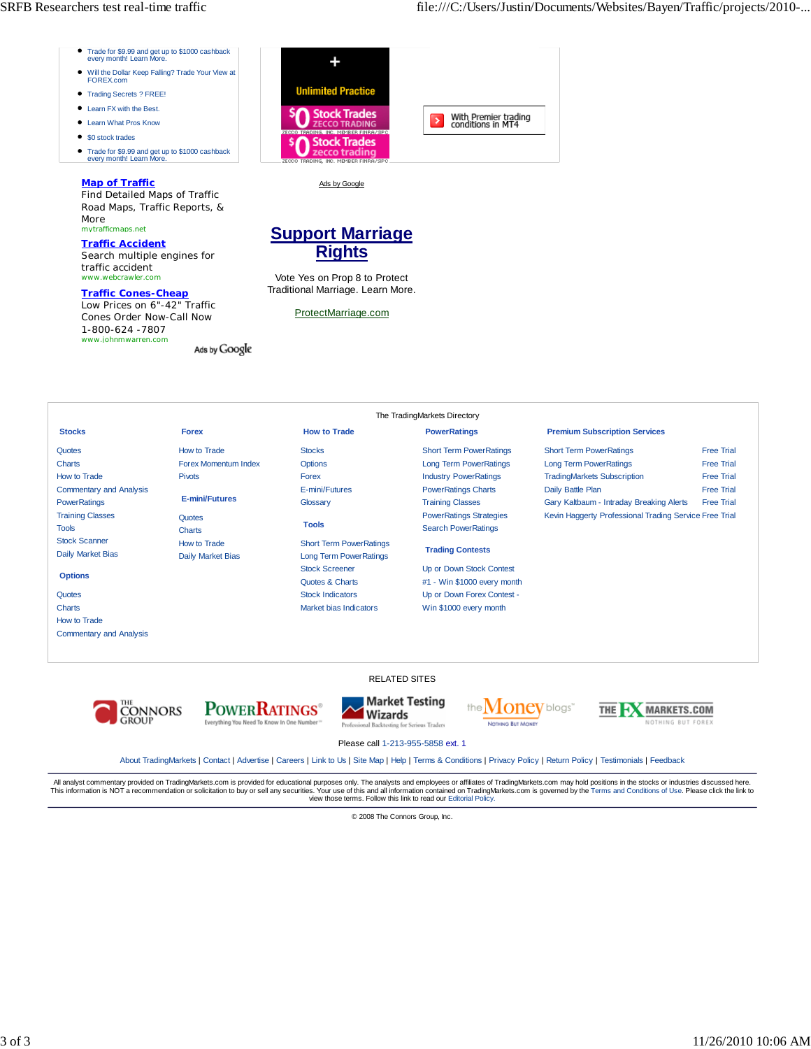- Trade for $9.99 and get up to $1000 cashback every month! Learn More.
- Will the Dollar Keep Falling? Trade Your View at FOREX.com
- Trading Secrets ? FREE!
- Learn FX with the Best.
- Learn What Pros Know
- $0 stock trades
- Trade for $9.99 and get up to $1000 cashback every month! Learn More.

Unlimited Practice

$0 Stock Trades ZECCO TRADING

ZECCO TRADING, INC. MEMBER FINRA/SIPC

$0 Stock Trades zecco trading

ZECCO TRADING, INC. MEMBER FINRA/SIPC

With Premier trading conditions in MT4

**Map of Traffic**
Find Detailed Maps of Traffic Road Maps, Traffic Reports, & More
mytrafficmaps.net

**Traffic Accident**
Search multiple engines for traffic accident
www.webcrawler.com

**Traffic Cones-Cheap**
Low Prices on 6"-42" Traffic Cones Order Now-Call Now 1-800-624 -7807
www.johnmwarren.com

Ads by Google

Ads by Google

## Support Marriage Rights

Vote Yes on Prop 8 to Protect Traditional Marriage. Learn More.

ProtectMarriage.com

The TradingMarkets Directory

**Stocks**
- Quotes
- Charts
- How to Trade
- Commentary and Analysis
- PowerRatings
- Training Classes
- Tools
- Stock Scanner
- Daily Market Bias

**Options**
- Quotes
- Charts
- How to Trade
- Commentary and Analysis

**Forex**
- How to Trade
- Forex Momentum Index
- Pivots

**E-mini/Futures**
- Quotes
- Charts
- How to Trade
- Daily Market Bias

**How to Trade**
- Stocks
- Options
- Forex
- E-mini/Futures
- Glossary

**Tools**
- Short Term PowerRatings
- Long Term PowerRatings
- Stock Screener
- Quotes & Charts
- Stock Indicators
- Market bias Indicators

**PowerRatings**
- Short Term PowerRatings
- Long Term PowerRatings
- Industry PowerRatings
- PowerRatings Charts
- Training Classes
- PowerRatings Strategies
- Search PowerRatings

**Trading Contests**
- Up or Down Stock Contest #1 - Win $1000 every month
- Up or Down Forex Contest - Win $1000 every month

**Premium Subscription Services**

| | |
|---|---|
| Short Term PowerRatings | Free Trial |
| Long Term PowerRatings | Free Trial |
| TradingMarkets Subscription | Free Trial |
| Daily Battle Plan | Free Trial |
| Gary Kaltbaum - Intraday Breaking Alerts | Free Trial |
| Kevin Haggerty Professional Trading Service | Free Trial |

RELATED SITES

THE CONNORS GROUP | POWERRATINGS Everything You Need To Know In One Number | Market Testing Wizards Professional Backtesting for Serious Traders | the Money blogs Nothing But Money | THE FX MARKETS.COM NOTHING BUT FOREX

Please call 1-213-955-5858 ext. 1

About TradingMarkets | Contact | Advertise | Careers | Link to Us | Site Map | Help | Terms & Conditions | Privacy Policy | Return Policy | Testimonials | Feedback

All analyst commentary provided on TradingMarkets.com is provided for educational purposes only. The analysts and employees or affiliates of TradingMarkets.com may hold positions in the stocks or industries discussed here. This information is NOT a recommendation or solicitation to buy or sell any securities. Your use of this and all information contained on TradingMarkets.com is governed by the Terms and Conditions of Use. Please click the link to view those terms. Follow this link to read our Editorial Policy.

© 2008 The Connors Group, Inc.